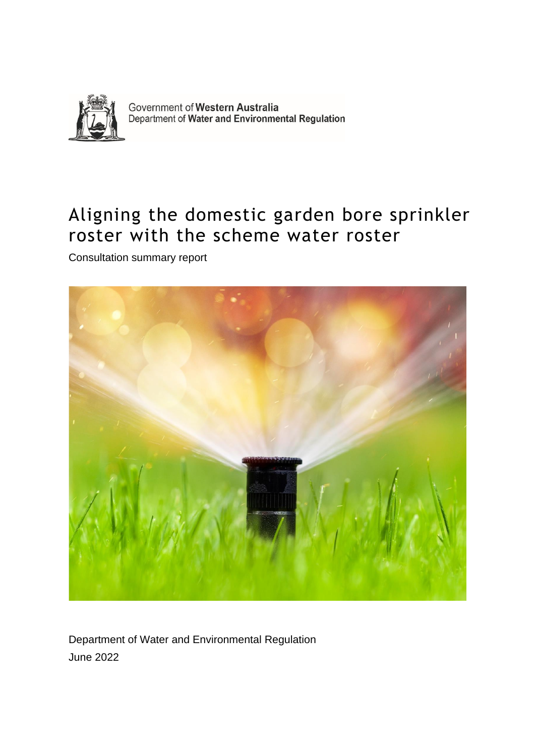Government of **Western Australia**
Department of **Water and Environmental Regulation**

# Aligning the domestic garden bore sprinkler roster with the scheme water roster

Consultation summary report

Department of Water and Environmental Regulation
June 2022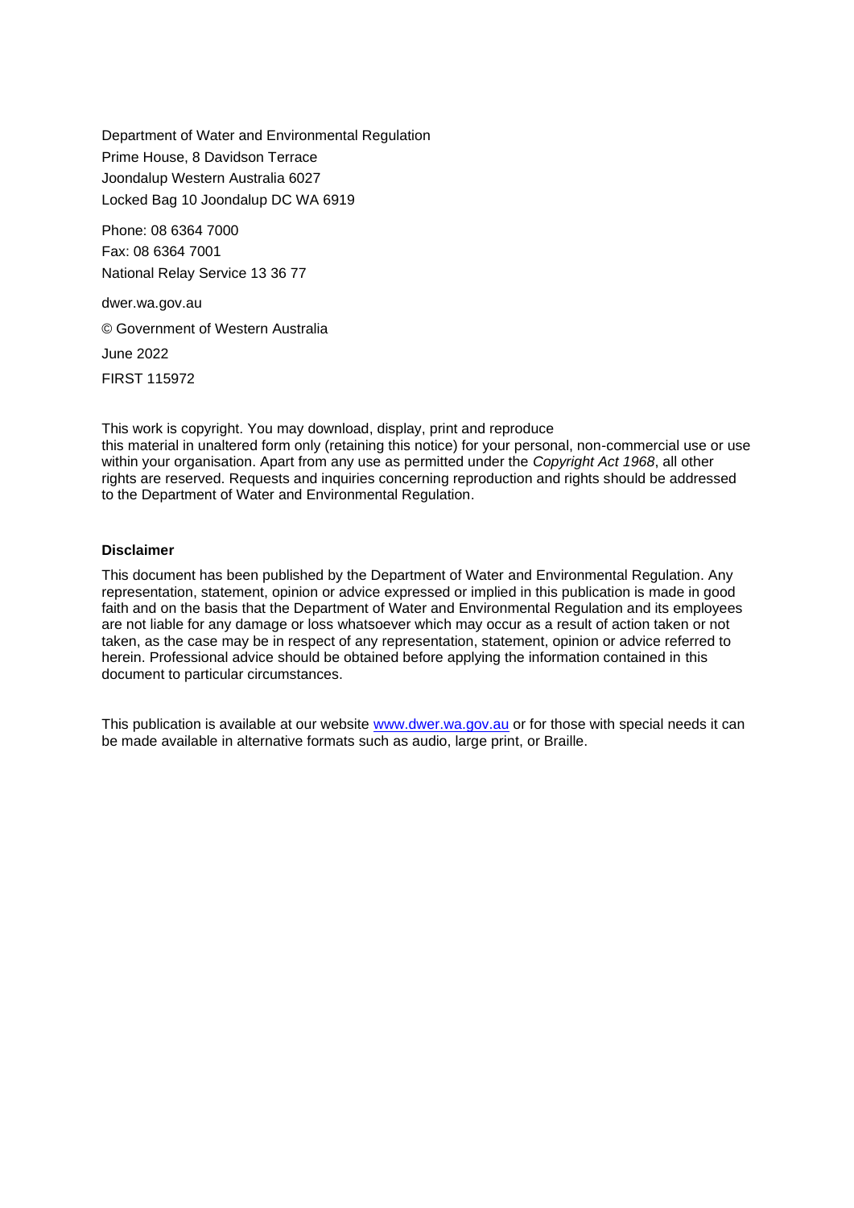Department of Water and Environmental Regulation
Prime House, 8 Davidson Terrace
Joondalup Western Australia 6027
Locked Bag 10 Joondalup DC WA 6919

Phone: 08 6364 7000
Fax: 08 6364 7001
National Relay Service 13 36 77

dwer.wa.gov.au

© Government of Western Australia

June 2022

FIRST 115972

This work is copyright. You may download, display, print and reproduce this material in unaltered form only (retaining this notice) for your personal, non-commercial use or use within your organisation. Apart from any use as permitted under the *Copyright Act 1968*, all other rights are reserved. Requests and inquiries concerning reproduction and rights should be addressed to the Department of Water and Environmental Regulation.

**Disclaimer**

This document has been published by the Department of Water and Environmental Regulation. Any representation, statement, opinion or advice expressed or implied in this publication is made in good faith and on the basis that the Department of Water and Environmental Regulation and its employees are not liable for any damage or loss whatsoever which may occur as a result of action taken or not taken, as the case may be in respect of any representation, statement, opinion or advice referred to herein. Professional advice should be obtained before applying the information contained in this document to particular circumstances.

This publication is available at our website [www.dwer.wa.gov.au](http://www.dwer.wa.gov.au) or for those with special needs it can be made available in alternative formats such as audio, large print, or Braille.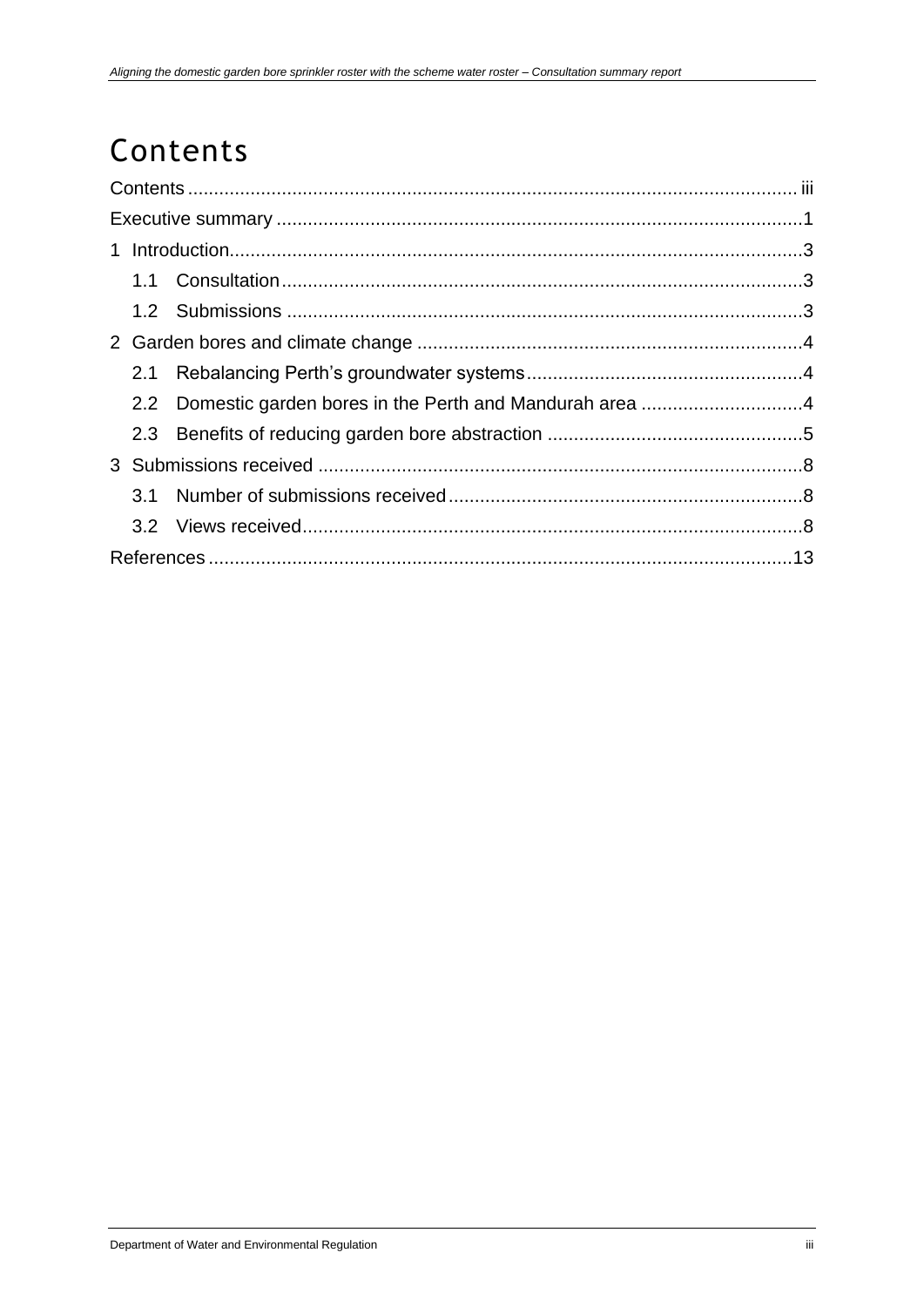# Contents

Contents ........................................................................................................ iii

Executive summary ........................................................................................... 1

1 Introduction .................................................................................................... 3

1.1 Consultation ............................................................................................ 3

1.2 Submissions ............................................................................................ 3

2 Garden bores and climate change ................................................................. 4

2.1 Rebalancing Perth's groundwater systems ............................................. 4

2.2 Domestic garden bores in the Perth and Mandurah area ....................... 4

2.3 Benefits of reducing garden bore abstraction ......................................... 5

3 Submissions received .................................................................................... 8

3.1 Number of submissions received ............................................................ 8

3.2 Views received ........................................................................................ 8

References ...................................................................................................... 13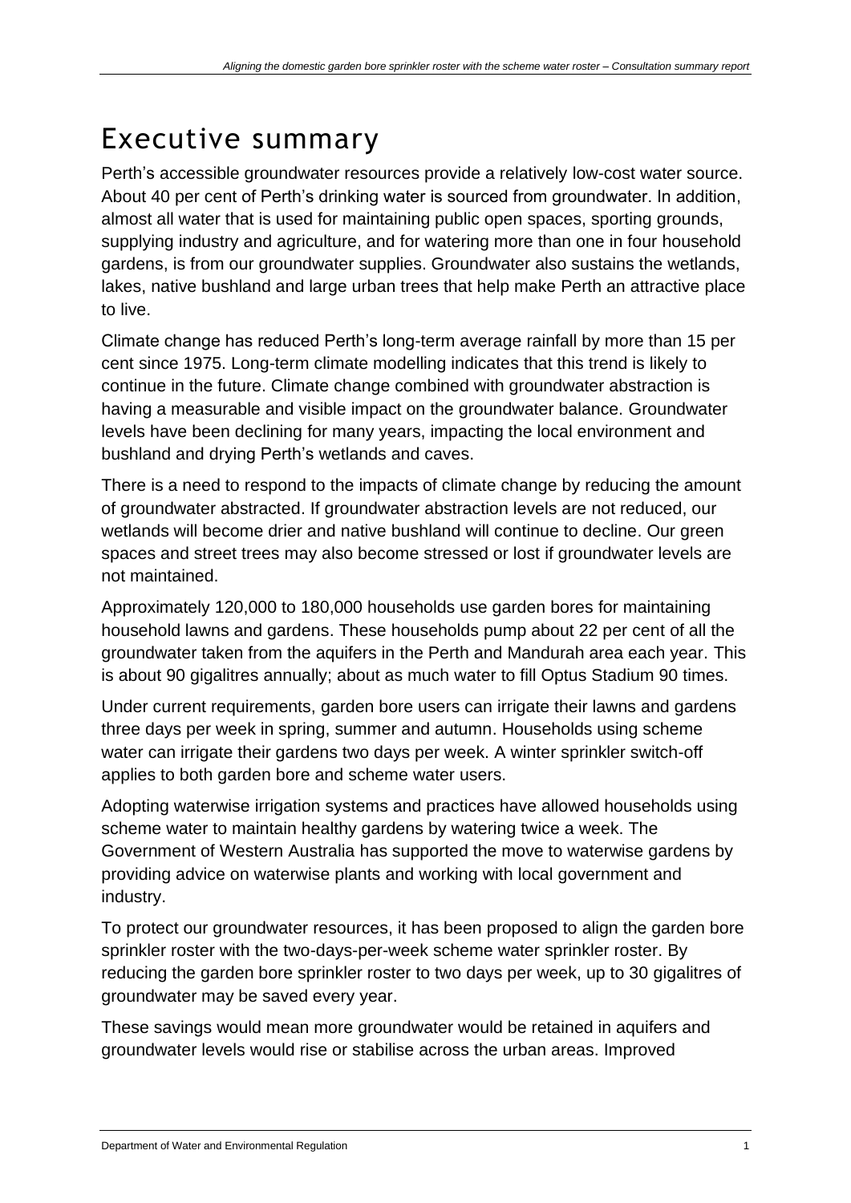# Executive summary

Perth's accessible groundwater resources provide a relatively low-cost water source. About 40 per cent of Perth's drinking water is sourced from groundwater. In addition, almost all water that is used for maintaining public open spaces, sporting grounds, supplying industry and agriculture, and for watering more than one in four household gardens, is from our groundwater supplies. Groundwater also sustains the wetlands, lakes, native bushland and large urban trees that help make Perth an attractive place to live.

Climate change has reduced Perth's long-term average rainfall by more than 15 per cent since 1975. Long-term climate modelling indicates that this trend is likely to continue in the future. Climate change combined with groundwater abstraction is having a measurable and visible impact on the groundwater balance. Groundwater levels have been declining for many years, impacting the local environment and bushland and drying Perth's wetlands and caves.

There is a need to respond to the impacts of climate change by reducing the amount of groundwater abstracted. If groundwater abstraction levels are not reduced, our wetlands will become drier and native bushland will continue to decline. Our green spaces and street trees may also become stressed or lost if groundwater levels are not maintained.

Approximately 120,000 to 180,000 households use garden bores for maintaining household lawns and gardens. These households pump about 22 per cent of all the groundwater taken from the aquifers in the Perth and Mandurah area each year. This is about 90 gigalitres annually; about as much water to fill Optus Stadium 90 times.

Under current requirements, garden bore users can irrigate their lawns and gardens three days per week in spring, summer and autumn. Households using scheme water can irrigate their gardens two days per week. A winter sprinkler switch-off applies to both garden bore and scheme water users.

Adopting waterwise irrigation systems and practices have allowed households using scheme water to maintain healthy gardens by watering twice a week. The Government of Western Australia has supported the move to waterwise gardens by providing advice on waterwise plants and working with local government and industry.

To protect our groundwater resources, it has been proposed to align the garden bore sprinkler roster with the two-days-per-week scheme water sprinkler roster. By reducing the garden bore sprinkler roster to two days per week, up to 30 gigalitres of groundwater may be saved every year.

These savings would mean more groundwater would be retained in aquifers and groundwater levels would rise or stabilise across the urban areas. Improved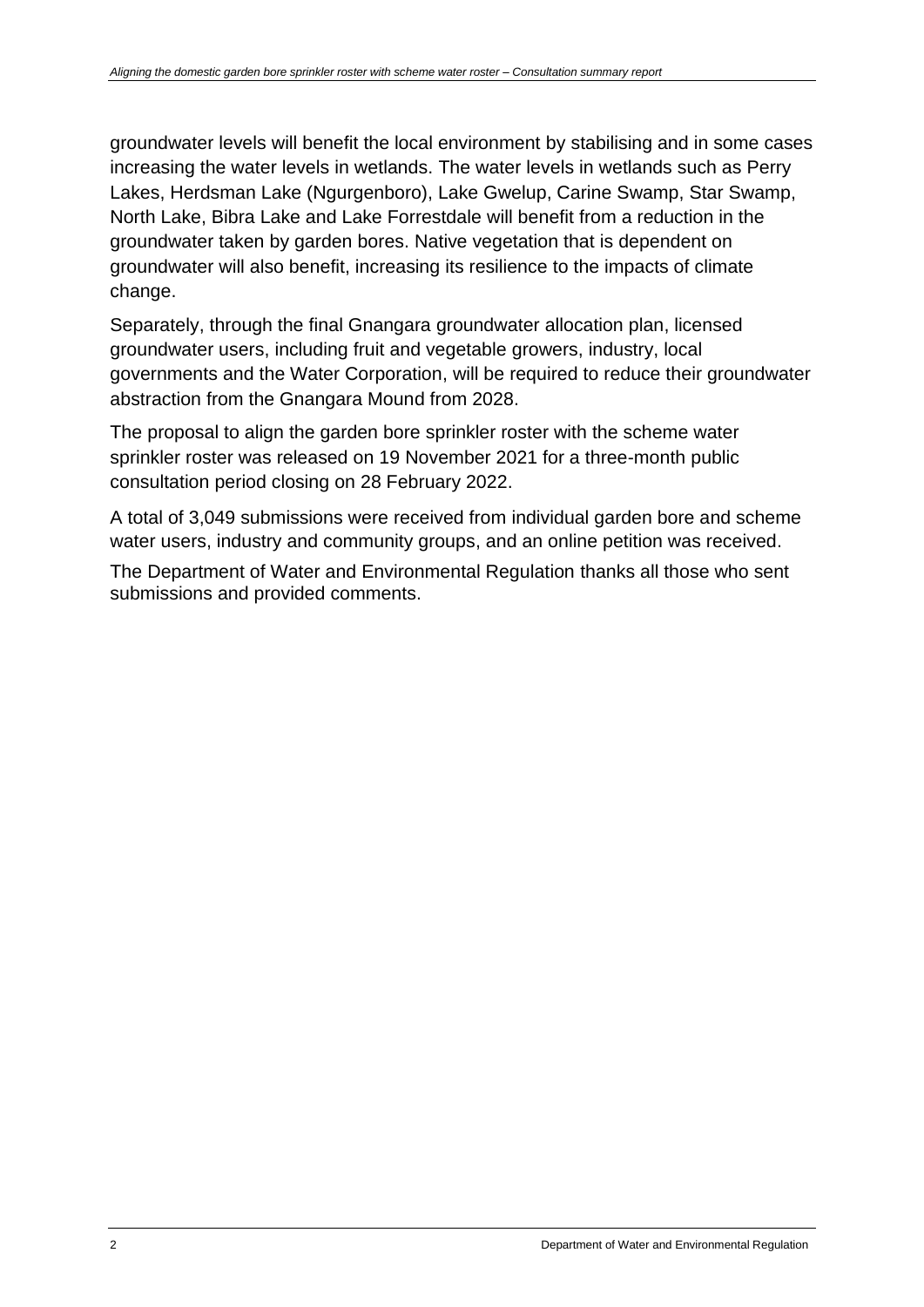groundwater levels will benefit the local environment by stabilising and in some cases increasing the water levels in wetlands. The water levels in wetlands such as Perry Lakes, Herdsman Lake (Ngurgenboro), Lake Gwelup, Carine Swamp, Star Swamp, North Lake, Bibra Lake and Lake Forrestdale will benefit from a reduction in the groundwater taken by garden bores. Native vegetation that is dependent on groundwater will also benefit, increasing its resilience to the impacts of climate change.

Separately, through the final Gnangara groundwater allocation plan, licensed groundwater users, including fruit and vegetable growers, industry, local governments and the Water Corporation, will be required to reduce their groundwater abstraction from the Gnangara Mound from 2028.

The proposal to align the garden bore sprinkler roster with the scheme water sprinkler roster was released on 19 November 2021 for a three-month public consultation period closing on 28 February 2022.

A total of 3,049 submissions were received from individual garden bore and scheme water users, industry and community groups, and an online petition was received.

The Department of Water and Environmental Regulation thanks all those who sent submissions and provided comments.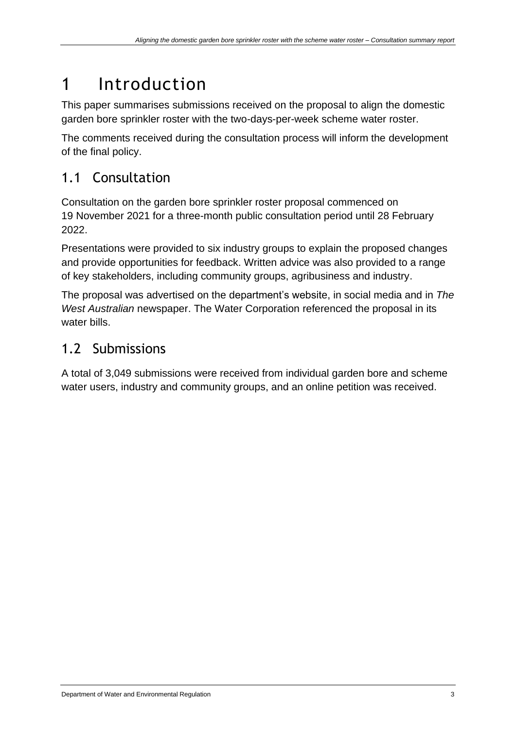# 1 Introduction

This paper summarises submissions received on the proposal to align the domestic garden bore sprinkler roster with the two-days-per-week scheme water roster.

The comments received during the consultation process will inform the development of the final policy.

## 1.1 Consultation

Consultation on the garden bore sprinkler roster proposal commenced on 19 November 2021 for a three-month public consultation period until 28 February 2022.

Presentations were provided to six industry groups to explain the proposed changes and provide opportunities for feedback. Written advice was also provided to a range of key stakeholders, including community groups, agribusiness and industry.

The proposal was advertised on the department's website, in social media and in *The West Australian* newspaper. The Water Corporation referenced the proposal in its water bills.

## 1.2 Submissions

A total of 3,049 submissions were received from individual garden bore and scheme water users, industry and community groups, and an online petition was received.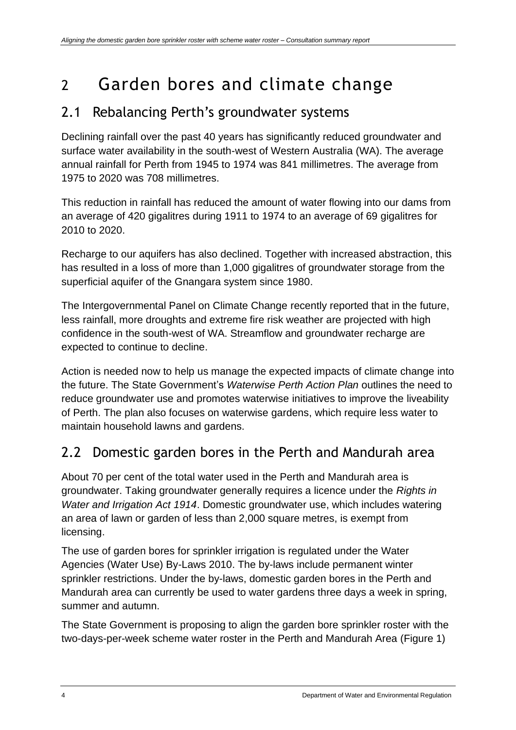# 2 Garden bores and climate change

## 2.1 Rebalancing Perth's groundwater systems

Declining rainfall over the past 40 years has significantly reduced groundwater and surface water availability in the south-west of Western Australia (WA). The average annual rainfall for Perth from 1945 to 1974 was 841 millimetres. The average from 1975 to 2020 was 708 millimetres.

This reduction in rainfall has reduced the amount of water flowing into our dams from an average of 420 gigalitres during 1911 to 1974 to an average of 69 gigalitres for 2010 to 2020.

Recharge to our aquifers has also declined. Together with increased abstraction, this has resulted in a loss of more than 1,000 gigalitres of groundwater storage from the superficial aquifer of the Gnangara system since 1980.

The Intergovernmental Panel on Climate Change recently reported that in the future, less rainfall, more droughts and extreme fire risk weather are projected with high confidence in the south-west of WA. Streamflow and groundwater recharge are expected to continue to decline.

Action is needed now to help us manage the expected impacts of climate change into the future. The State Government's *Waterwise Perth Action Plan* outlines the need to reduce groundwater use and promotes waterwise initiatives to improve the liveability of Perth. The plan also focuses on waterwise gardens, which require less water to maintain household lawns and gardens.

## 2.2 Domestic garden bores in the Perth and Mandurah area

About 70 per cent of the total water used in the Perth and Mandurah area is groundwater. Taking groundwater generally requires a licence under the *Rights in Water and Irrigation Act 1914*. Domestic groundwater use, which includes watering an area of lawn or garden of less than 2,000 square metres, is exempt from licensing.

The use of garden bores for sprinkler irrigation is regulated under the Water Agencies (Water Use) By-Laws 2010. The by-laws include permanent winter sprinkler restrictions. Under the by-laws, domestic garden bores in the Perth and Mandurah area can currently be used to water gardens three days a week in spring, summer and autumn.

The State Government is proposing to align the garden bore sprinkler roster with the two-days-per-week scheme water roster in the Perth and Mandurah Area (Figure 1)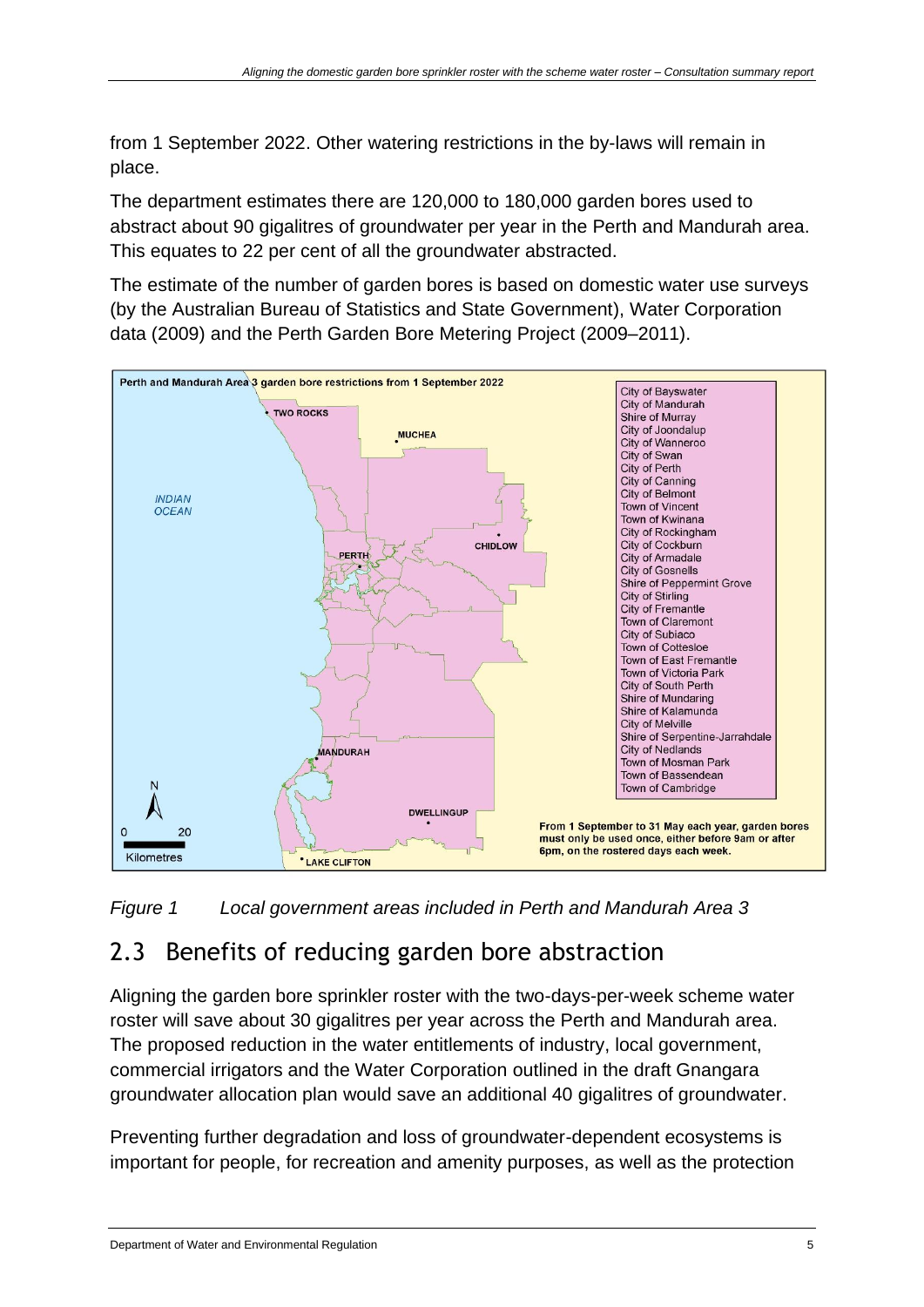from 1 September 2022. Other watering restrictions in the by-laws will remain in place.

The department estimates there are 120,000 to 180,000 garden bores used to abstract about 90 gigalitres of groundwater per year in the Perth and Mandurah area. This equates to 22 per cent of all the groundwater abstracted.

The estimate of the number of garden bores is based on domestic water use surveys (by the Australian Bureau of Statistics and State Government), Water Corporation data (2009) and the Perth Garden Bore Metering Project (2009–2011).

Perth and Mandurah Area 3 garden bore restrictions from 1 September 2022

City of Bayswater
City of Mandurah
Shire of Murray
City of Joondalup
City of Wanneroo
City of Swan
City of Perth
City of Canning
City of Belmont
Town of Vincent
Town of Kwinana
City of Rockingham
City of Cockburn
City of Armadale
City of Gosnells
Shire of Peppermint Grove
City of Stirling
City of Fremantle
Town of Claremont
City of Subiaco
Town of Cottesloe
Town of East Fremantle
Town of Victoria Park
City of South Perth
Shire of Mundaring
Shire of Kalamunda
City of Melville
Shire of Serpentine-Jarrahdale
City of Nedlands
Town of Mosman Park
Town of Bassendean
Town of Cambridge

From 1 September to 31 May each year, garden bores must only be used once, either before 9am or after 6pm, on the rostered days each week.

*Figure 1 Local government areas included in Perth and Mandurah Area 3*

## 2.3 Benefits of reducing garden bore abstraction

Aligning the garden bore sprinkler roster with the two-days-per-week scheme water roster will save about 30 gigalitres per year across the Perth and Mandurah area. The proposed reduction in the water entitlements of industry, local government, commercial irrigators and the Water Corporation outlined in the draft Gnangara groundwater allocation plan would save an additional 40 gigalitres of groundwater.

Preventing further degradation and loss of groundwater-dependent ecosystems is important for people, for recreation and amenity purposes, as well as the protection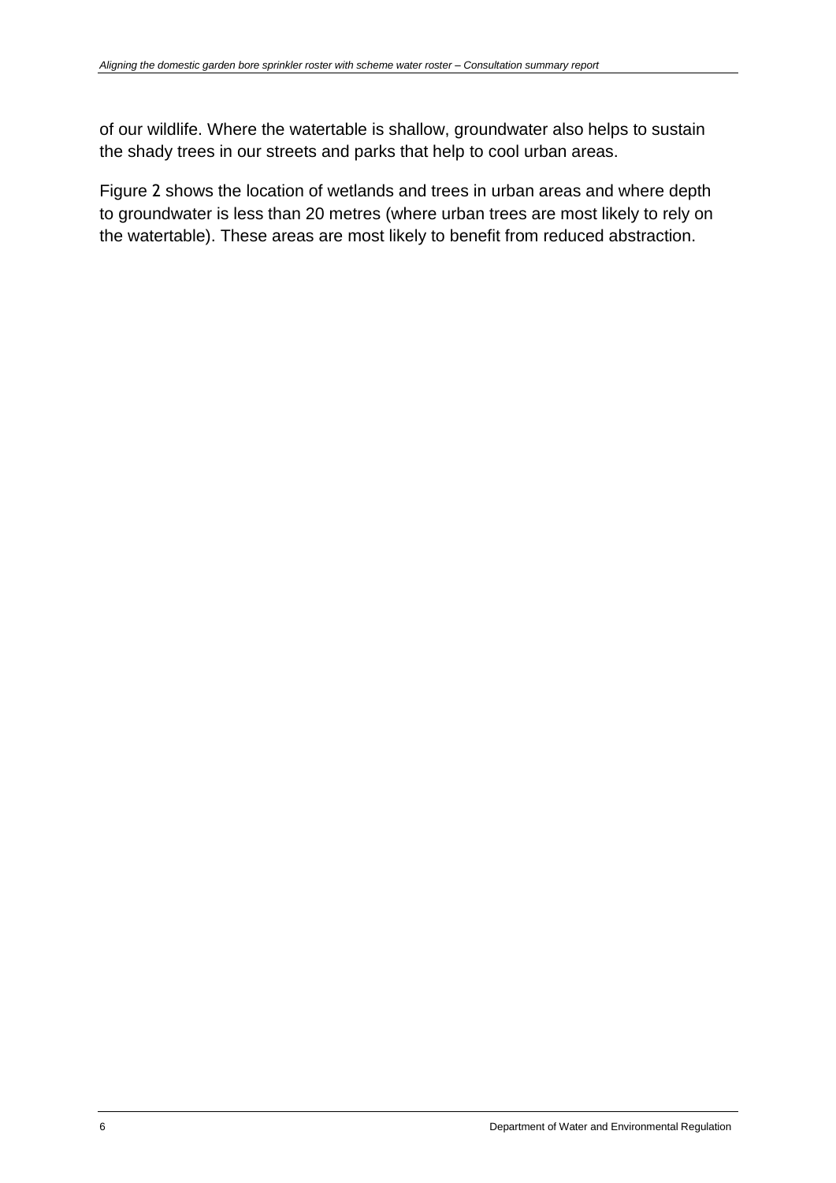of our wildlife. Where the watertable is shallow, groundwater also helps to sustain the shady trees in our streets and parks that help to cool urban areas.

Figure 2 shows the location of wetlands and trees in urban areas and where depth to groundwater is less than 20 metres (where urban trees are most likely to rely on the watertable). These areas are most likely to benefit from reduced abstraction.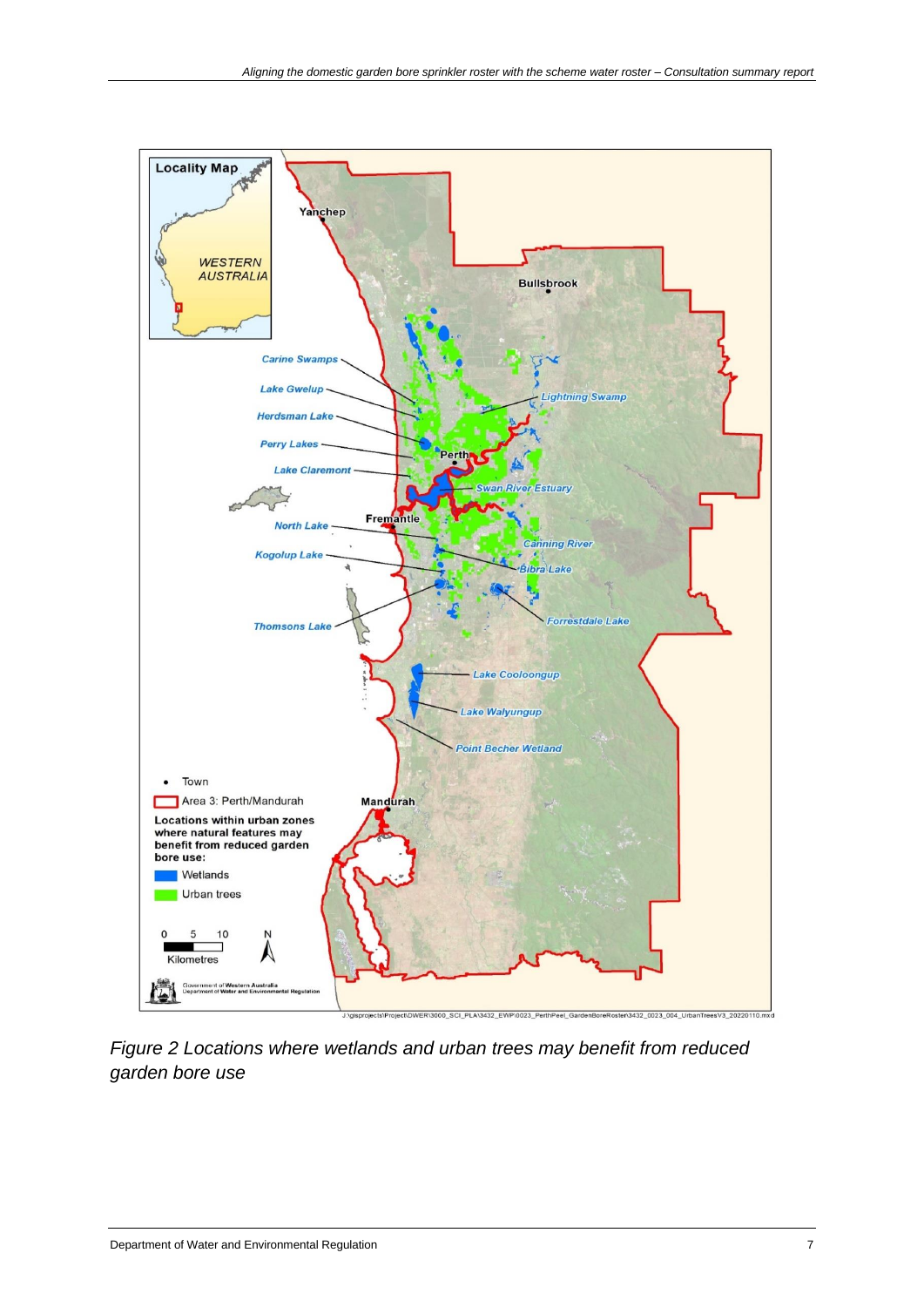Figure 2 Locations where wetlands and urban trees may benefit from reduced garden bore use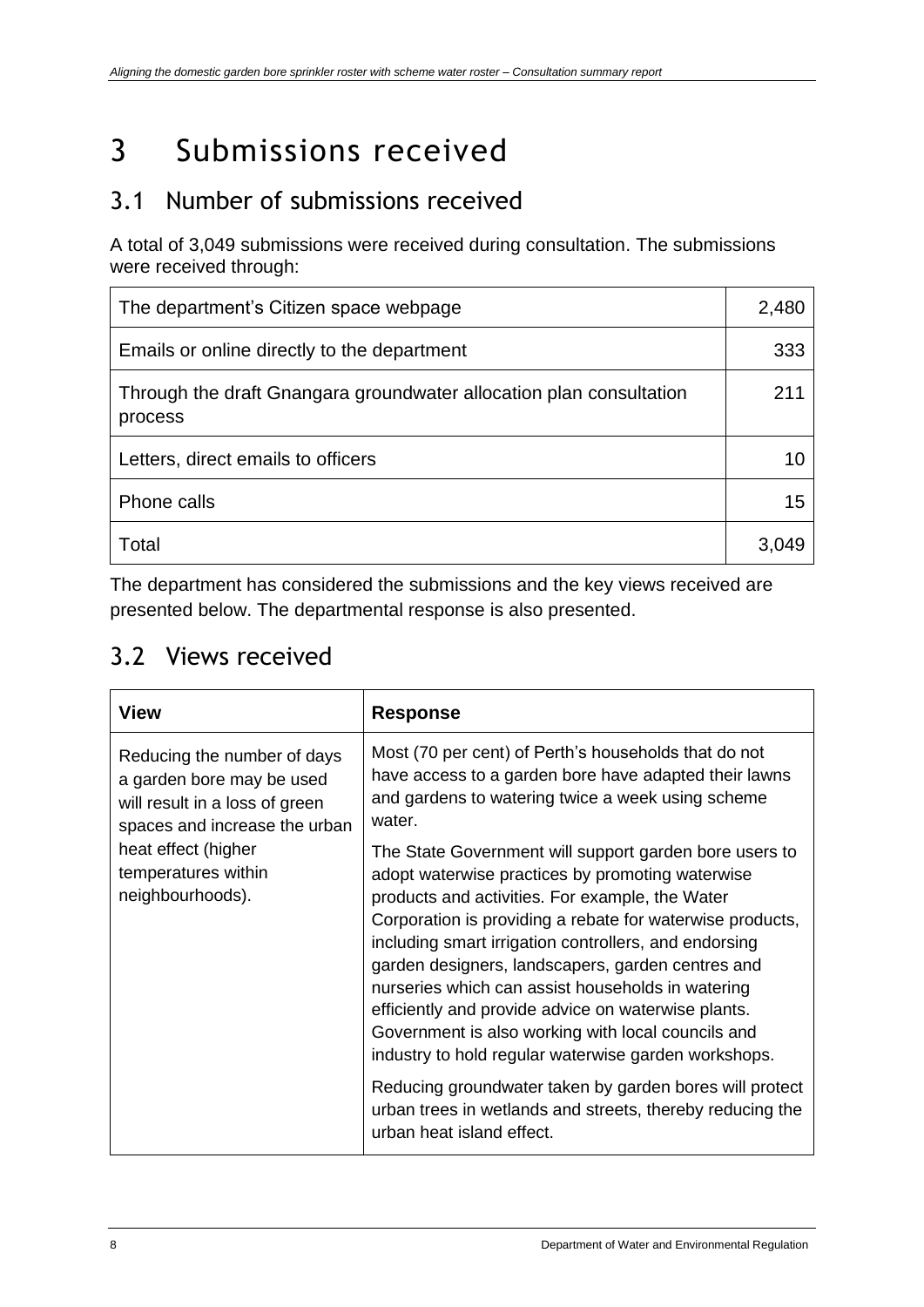# 3 Submissions received

## 3.1 Number of submissions received

A total of 3,049 submissions were received during consultation. The submissions were received through:

| Source | Number |
|---|---|
| The department's Citizen space webpage | 2,480 |
| Emails or online directly to the department | 333 |
| Through the draft Gnangara groundwater allocation plan consultation process | 211 |
| Letters, direct emails to officers | 10 |
| Phone calls | 15 |
| Total | 3,049 |

The department has considered the submissions and the key views received are presented below. The departmental response is also presented.

## 3.2 Views received

| View | Response |
|---|---|
| Reducing the number of days a garden bore may be used will result in a loss of green spaces and increase the urban heat effect (higher temperatures within neighbourhoods). | Most (70 per cent) of Perth's households that do not have access to a garden bore have adapted their lawns and gardens to watering twice a week using scheme water.<br><br>The State Government will support garden bore users to adopt waterwise practices by promoting waterwise products and activities. For example, the Water Corporation is providing a rebate for waterwise products, including smart irrigation controllers, and endorsing garden designers, landscapers, garden centres and nurseries which can assist households in watering efficiently and provide advice on waterwise plants. Government is also working with local councils and industry to hold regular waterwise garden workshops.<br><br>Reducing groundwater taken by garden bores will protect urban trees in wetlands and streets, thereby reducing the urban heat island effect. |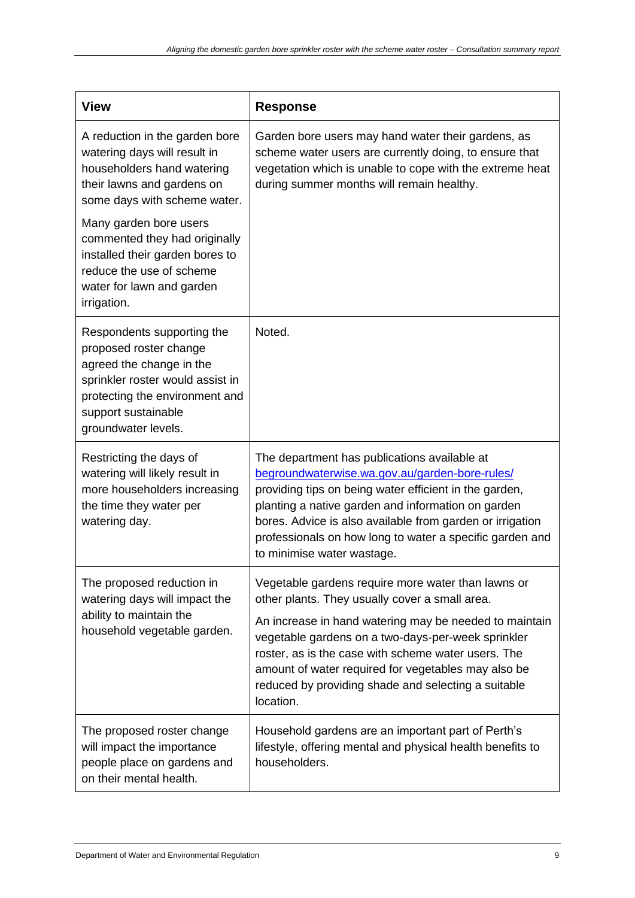| View | Response |
|---|---|
| A reduction in the garden bore watering days will result in householders hand watering their lawns and gardens on some days with scheme water.<br><br>Many garden bore users commented they had originally installed their garden bores to reduce the use of scheme water for lawn and garden irrigation. | Garden bore users may hand water their gardens, as scheme water users are currently doing, to ensure that vegetation which is unable to cope with the extreme heat during summer months will remain healthy. |
| Respondents supporting the proposed roster change agreed the change in the sprinkler roster would assist in protecting the environment and support sustainable groundwater levels. | Noted. |
| Restricting the days of watering will likely result in more householders increasing the time they water per watering day. | The department has publications available at [begroundwaterwise.wa.gov.au/garden-bore-rules/](begroundwaterwise.wa.gov.au/garden-bore-rules/) providing tips on being water efficient in the garden, planting a native garden and information on garden bores. Advice is also available from garden or irrigation professionals on how long to water a specific garden and to minimise water wastage. |
| The proposed reduction in watering days will impact the ability to maintain the household vegetable garden. | Vegetable gardens require more water than lawns or other plants. They usually cover a small area.<br><br>An increase in hand watering may be needed to maintain vegetable gardens on a two-days-per-week sprinkler roster, as is the case with scheme water users. The amount of water required for vegetables may also be reduced by providing shade and selecting a suitable location. |
| The proposed roster change will impact the importance people place on gardens and on their mental health. | Household gardens are an important part of Perth's lifestyle, offering mental and physical health benefits to householders. |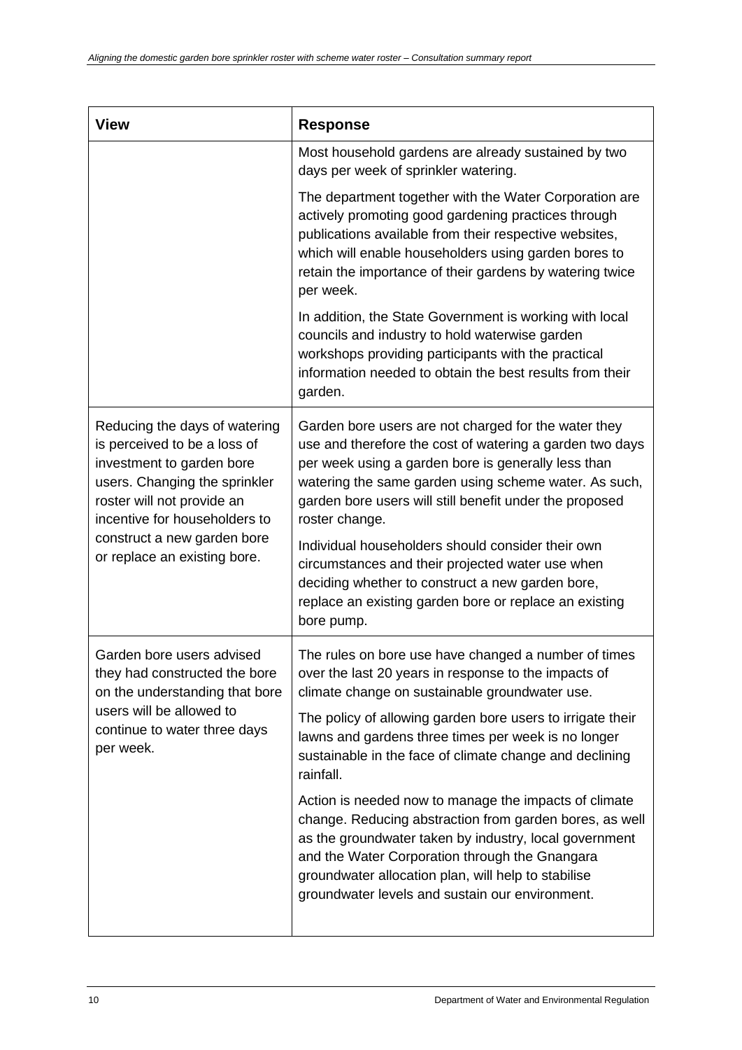| View | Response |
| --- | --- |
| | Most household gardens are already sustained by two days per week of sprinkler watering.<br><br>The department together with the Water Corporation are actively promoting good gardening practices through publications available from their respective websites, which will enable householders using garden bores to retain the importance of their gardens by watering twice per week.<br><br>In addition, the State Government is working with local councils and industry to hold waterwise garden workshops providing participants with the practical information needed to obtain the best results from their garden. |
| Reducing the days of watering is perceived to be a loss of investment to garden bore users. Changing the sprinkler roster will not provide an incentive for householders to construct a new garden bore or replace an existing bore. | Garden bore users are not charged for the water they use and therefore the cost of watering a garden two days per week using a garden bore is generally less than watering the same garden using scheme water. As such, garden bore users will still benefit under the proposed roster change.<br><br>Individual householders should consider their own circumstances and their projected water use when deciding whether to construct a new garden bore, replace an existing garden bore or replace an existing bore pump. |
| Garden bore users advised they had constructed the bore on the understanding that bore users will be allowed to continue to water three days per week. | The rules on bore use have changed a number of times over the last 20 years in response to the impacts of climate change on sustainable groundwater use.<br><br>The policy of allowing garden bore users to irrigate their lawns and gardens three times per week is no longer sustainable in the face of climate change and declining rainfall.<br><br>Action is needed now to manage the impacts of climate change. Reducing abstraction from garden bores, as well as the groundwater taken by industry, local government and the Water Corporation through the Gnangara groundwater allocation plan, will help to stabilise groundwater levels and sustain our environment. |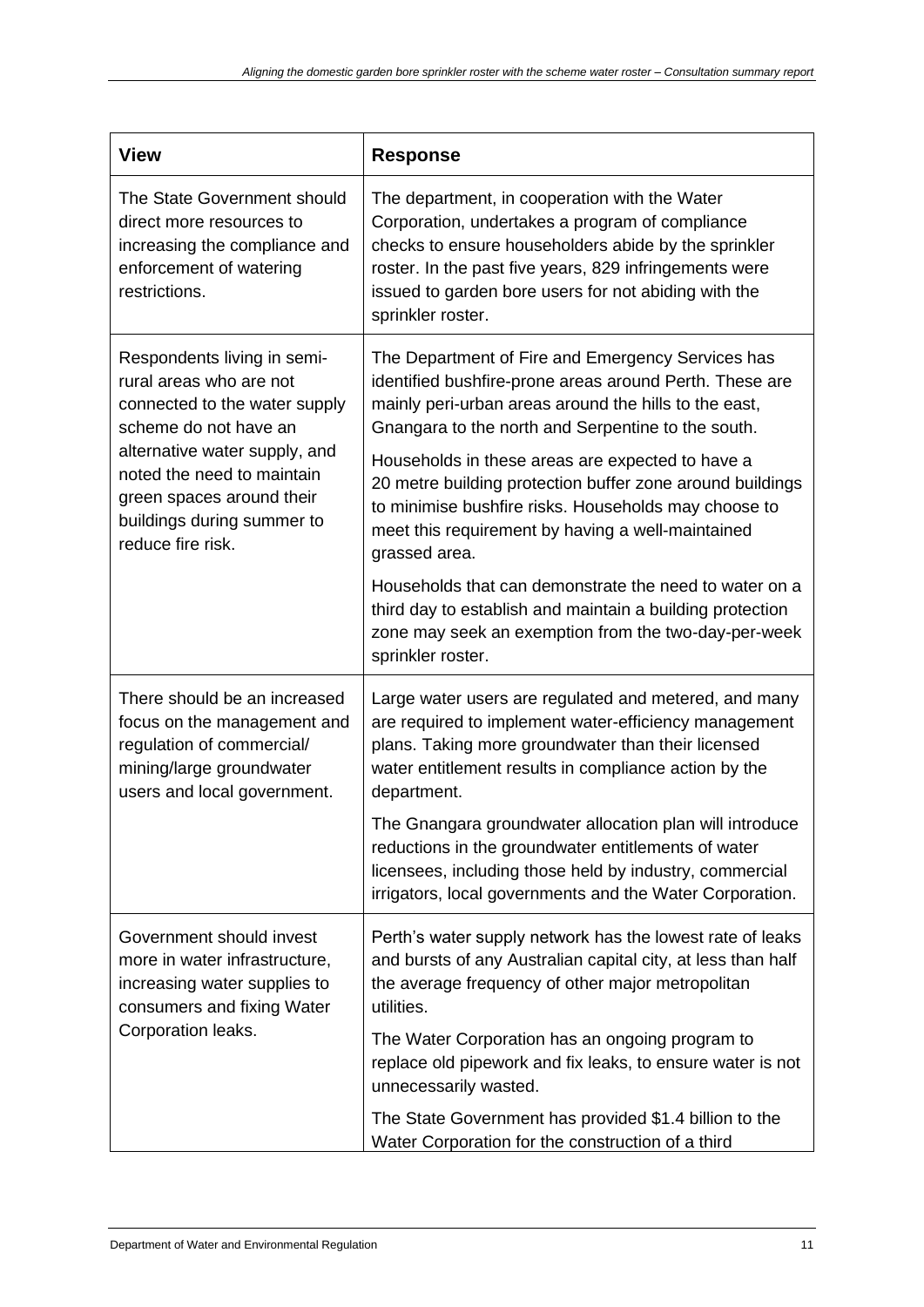| View | Response |
| --- | --- |
| The State Government should direct more resources to increasing the compliance and enforcement of watering restrictions. | The department, in cooperation with the Water Corporation, undertakes a program of compliance checks to ensure householders abide by the sprinkler roster. In the past five years, 829 infringements were issued to garden bore users for not abiding with the sprinkler roster. |
| Respondents living in semi-rural areas who are not connected to the water supply scheme do not have an alternative water supply, and noted the need to maintain green spaces around their buildings during summer to reduce fire risk. | The Department of Fire and Emergency Services has identified bushfire-prone areas around Perth. These are mainly peri-urban areas around the hills to the east, Gnangara to the north and Serpentine to the south.<br><br>Households in these areas are expected to have a 20 metre building protection buffer zone around buildings to minimise bushfire risks. Households may choose to meet this requirement by having a well-maintained grassed area.<br><br>Households that can demonstrate the need to water on a third day to establish and maintain a building protection zone may seek an exemption from the two-day-per-week sprinkler roster. |
| There should be an increased focus on the management and regulation of commercial/ mining/large groundwater users and local government. | Large water users are regulated and metered, and many are required to implement water-efficiency management plans. Taking more groundwater than their licensed water entitlement results in compliance action by the department.<br><br>The Gnangara groundwater allocation plan will introduce reductions in the groundwater entitlements of water licensees, including those held by industry, commercial irrigators, local governments and the Water Corporation. |
| Government should invest more in water infrastructure, increasing water supplies to consumers and fixing Water Corporation leaks. | Perth's water supply network has the lowest rate of leaks and bursts of any Australian capital city, at less than half the average frequency of other major metropolitan utilities.<br><br>The Water Corporation has an ongoing program to replace old pipework and fix leaks, to ensure water is not unnecessarily wasted.<br><br>The State Government has provided $1.4 billion to the Water Corporation for the construction of a third |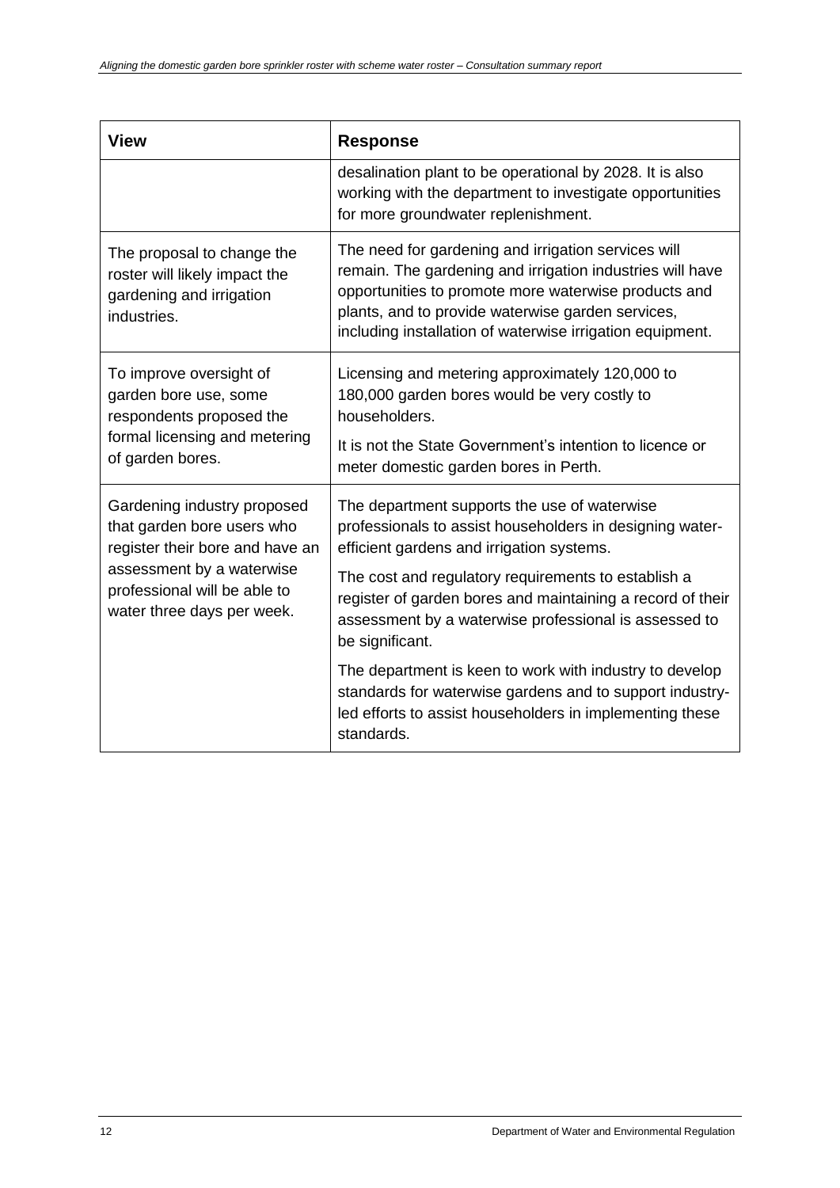| View | Response |
| --- | --- |
| | desalination plant to be operational by 2028. It is also working with the department to investigate opportunities for more groundwater replenishment. |
| The proposal to change the roster will likely impact the gardening and irrigation industries. | The need for gardening and irrigation services will remain. The gardening and irrigation industries will have opportunities to promote more waterwise products and plants, and to provide waterwise garden services, including installation of waterwise irrigation equipment. |
| To improve oversight of garden bore use, some respondents proposed the formal licensing and metering of garden bores. | Licensing and metering approximately 120,000 to 180,000 garden bores would be very costly to householders.<br><br>It is not the State Government's intention to licence or meter domestic garden bores in Perth. |
| Gardening industry proposed that garden bore users who register their bore and have an assessment by a waterwise professional will be able to water three days per week. | The department supports the use of waterwise professionals to assist householders in designing water-efficient gardens and irrigation systems.<br><br>The cost and regulatory requirements to establish a register of garden bores and maintaining a record of their assessment by a waterwise professional is assessed to be significant.<br><br>The department is keen to work with industry to develop standards for waterwise gardens and to support industry-led efforts to assist householders in implementing these standards. |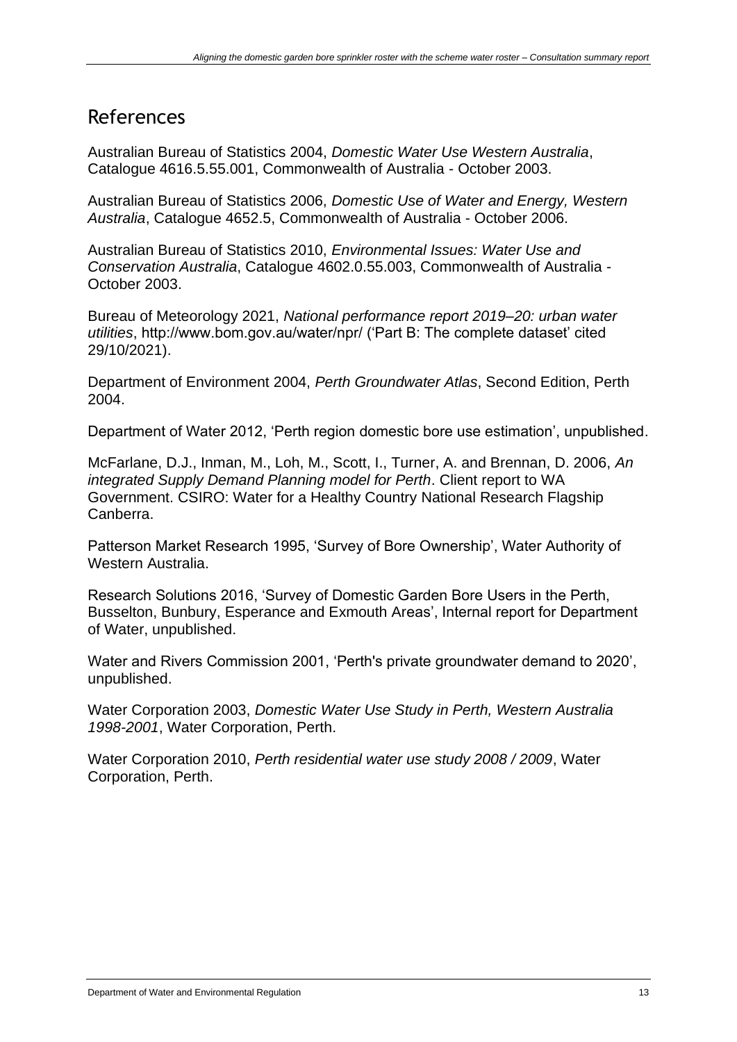## References

Australian Bureau of Statistics 2004, *Domestic Water Use Western Australia*, Catalogue 4616.5.55.001, Commonwealth of Australia - October 2003.

Australian Bureau of Statistics 2006, *Domestic Use of Water and Energy, Western Australia*, Catalogue 4652.5, Commonwealth of Australia - October 2006.

Australian Bureau of Statistics 2010, *Environmental Issues: Water Use and Conservation Australia*, Catalogue 4602.0.55.003, Commonwealth of Australia - October 2003.

Bureau of Meteorology 2021, *National performance report 2019–20: urban water utilities*, http://www.bom.gov.au/water/npr/ ('Part B: The complete dataset' cited 29/10/2021).

Department of Environment 2004, *Perth Groundwater Atlas*, Second Edition, Perth 2004.

Department of Water 2012, 'Perth region domestic bore use estimation', unpublished.

McFarlane, D.J., Inman, M., Loh, M., Scott, I., Turner, A. and Brennan, D. 2006, *An integrated Supply Demand Planning model for Perth*. Client report to WA Government. CSIRO: Water for a Healthy Country National Research Flagship Canberra.

Patterson Market Research 1995, 'Survey of Bore Ownership', Water Authority of Western Australia.

Research Solutions 2016, 'Survey of Domestic Garden Bore Users in the Perth, Busselton, Bunbury, Esperance and Exmouth Areas', Internal report for Department of Water, unpublished.

Water and Rivers Commission 2001, 'Perth's private groundwater demand to 2020', unpublished.

Water Corporation 2003, *Domestic Water Use Study in Perth, Western Australia 1998-2001*, Water Corporation, Perth.

Water Corporation 2010, *Perth residential water use study 2008 / 2009*, Water Corporation, Perth.